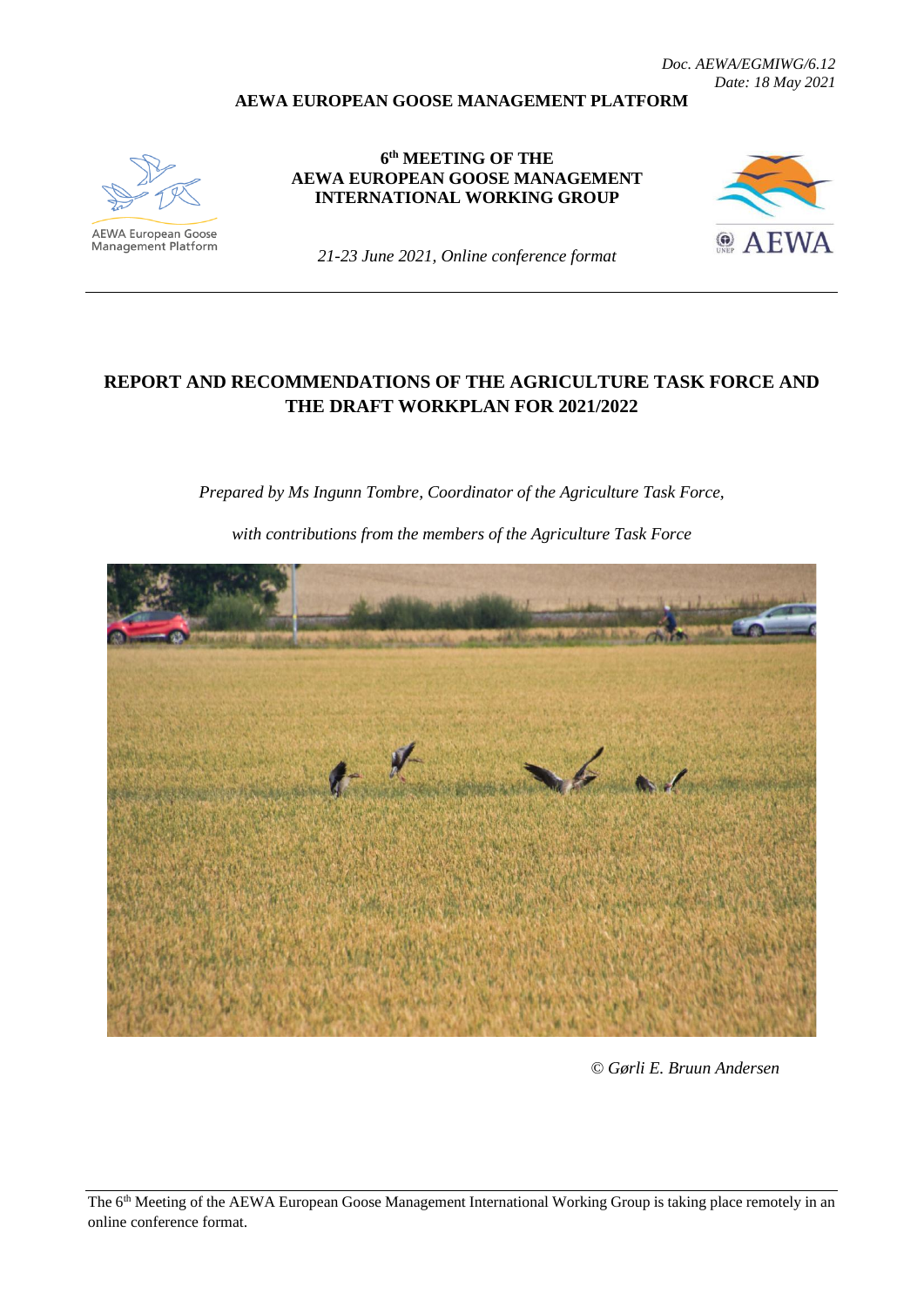*Doc. AEWA/EGMIWG/6.12*
*Date: 18 May 2021*

**AEWA EUROPEAN GOOSE MANAGEMENT PLATFORM**

AEWA European Goose Management Platform

**6th MEETING OF THE AEWA EUROPEAN GOOSE MANAGEMENT INTERNATIONAL WORKING GROUP**

*21-23 June 2021, Online conference format*

AEWA

# REPORT AND RECOMMENDATIONS OF THE AGRICULTURE TASK FORCE AND THE DRAFT WORKPLAN FOR 2021/2022

*Prepared by Ms Ingunn Tombre, Coordinator of the Agriculture Task Force,*

*with contributions from the members of the Agriculture Task Force*

*© Gørli E. Bruun Andersen*

The 6th Meeting of the AEWA European Goose Management International Working Group is taking place remotely in an online conference format.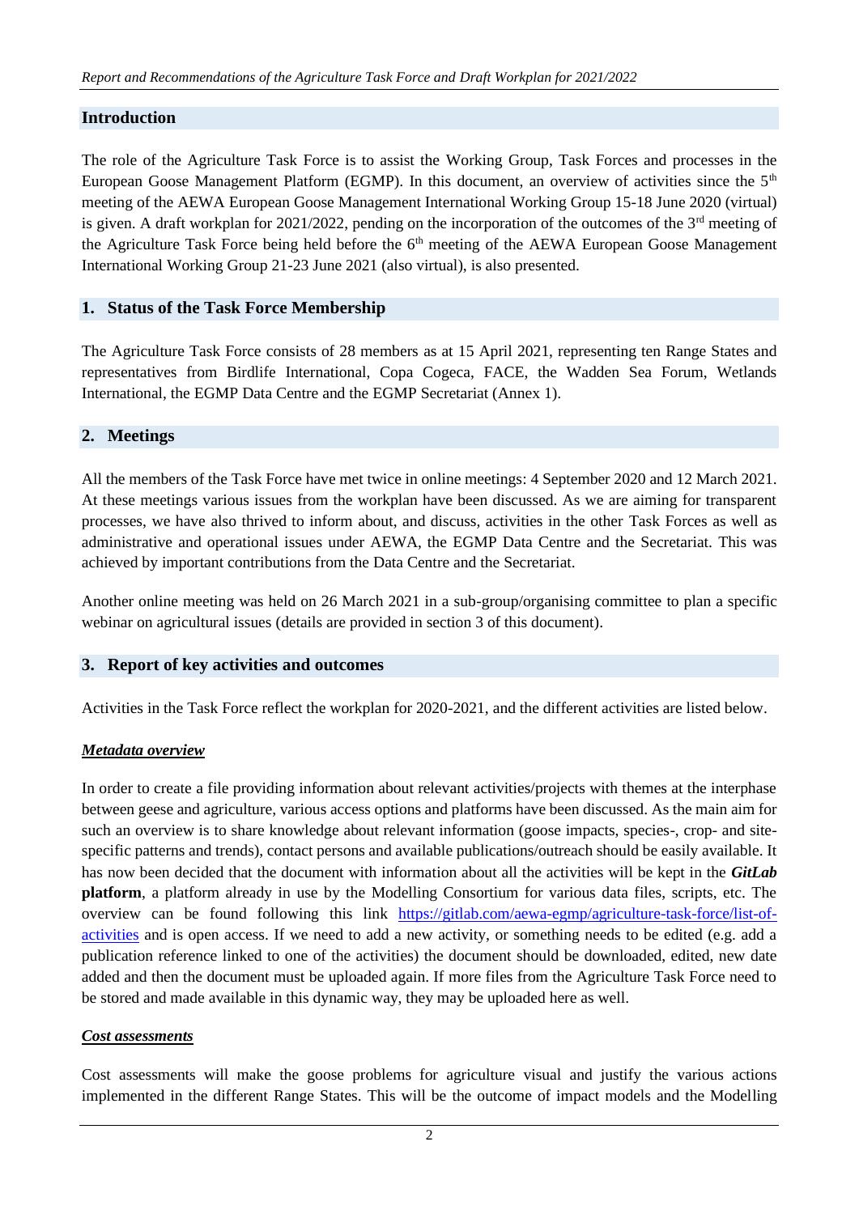## Introduction

The role of the Agriculture Task Force is to assist the Working Group, Task Forces and processes in the European Goose Management Platform (EGMP). In this document, an overview of activities since the 5th meeting of the AEWA European Goose Management International Working Group 15-18 June 2020 (virtual) is given. A draft workplan for 2021/2022, pending on the incorporation of the outcomes of the 3rd meeting of the Agriculture Task Force being held before the 6th meeting of the AEWA European Goose Management International Working Group 21-23 June 2021 (also virtual), is also presented.

## 1. Status of the Task Force Membership

The Agriculture Task Force consists of 28 members as at 15 April 2021, representing ten Range States and representatives from Birdlife International, Copa Cogeca, FACE, the Wadden Sea Forum, Wetlands International, the EGMP Data Centre and the EGMP Secretariat (Annex 1).

## 2. Meetings

All the members of the Task Force have met twice in online meetings: 4 September 2020 and 12 March 2021. At these meetings various issues from the workplan have been discussed. As we are aiming for transparent processes, we have also thrived to inform about, and discuss, activities in the other Task Forces as well as administrative and operational issues under AEWA, the EGMP Data Centre and the Secretariat. This was achieved by important contributions from the Data Centre and the Secretariat.

Another online meeting was held on 26 March 2021 in a sub-group/organising committee to plan a specific webinar on agricultural issues (details are provided in section 3 of this document).

## 3. Report of key activities and outcomes

Activities in the Task Force reflect the workplan for 2020-2021, and the different activities are listed below.

***Metadata overview***

In order to create a file providing information about relevant activities/projects with themes at the interphase between geese and agriculture, various access options and platforms have been discussed. As the main aim for such an overview is to share knowledge about relevant information (goose impacts, species-, crop- and site-specific patterns and trends), contact persons and available publications/outreach should be easily available. It has now been decided that the document with information about all the activities will be kept in the ***GitLab* platform**, a platform already in use by the Modelling Consortium for various data files, scripts, etc. The overview can be found following this link [https://gitlab.com/aewa-egmp/agriculture-task-force/list-of-activities](https://gitlab.com/aewa-egmp/agriculture-task-force/list-of-activities) and is open access. If we need to add a new activity, or something needs to be edited (e.g. add a publication reference linked to one of the activities) the document should be downloaded, edited, new date added and then the document must be uploaded again. If more files from the Agriculture Task Force need to be stored and made available in this dynamic way, they may be uploaded here as well.

***Cost assessments***

Cost assessments will make the goose problems for agriculture visual and justify the various actions implemented in the different Range States. This will be the outcome of impact models and the Modelling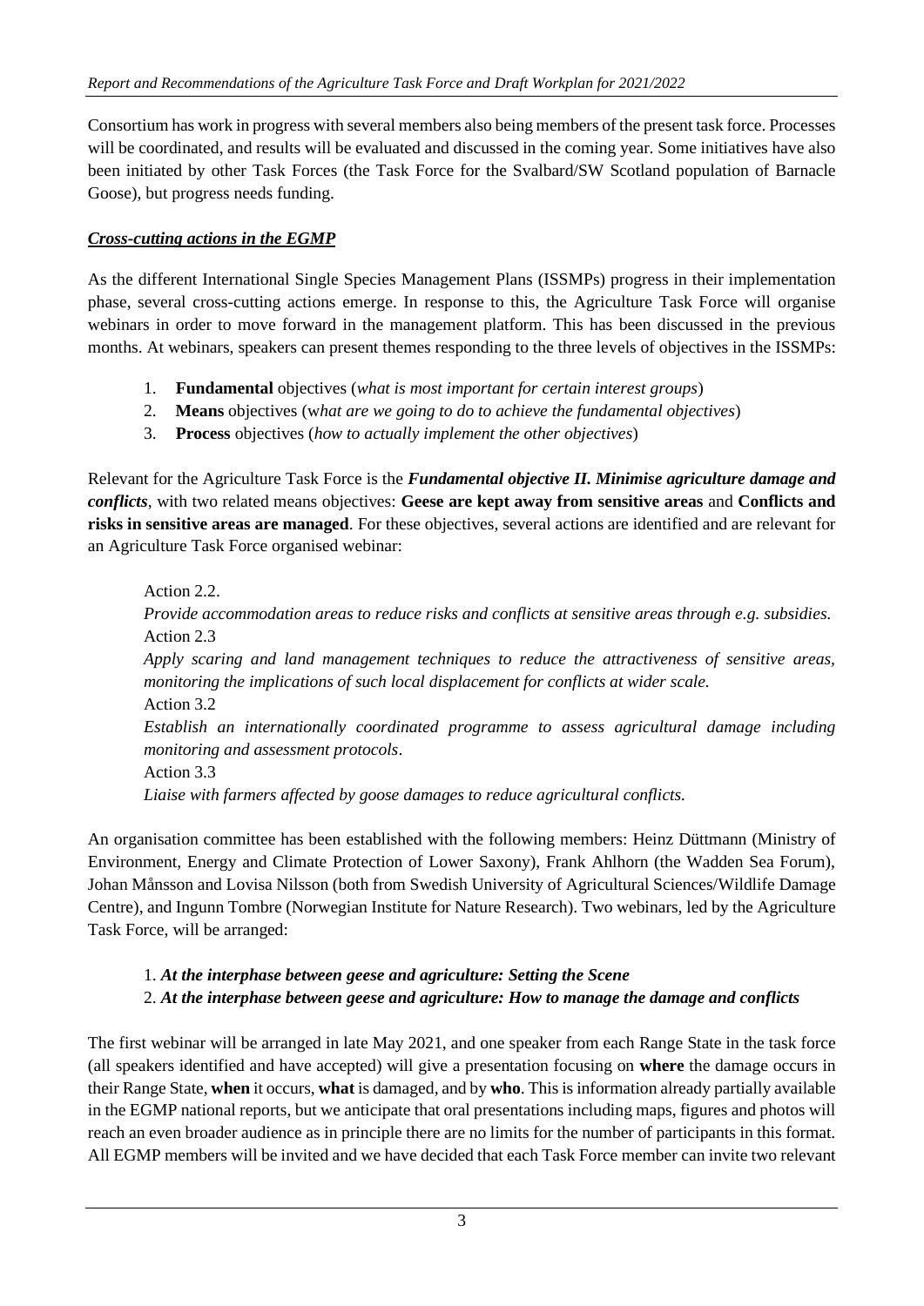Consortium has work in progress with several members also being members of the present task force. Processes will be coordinated, and results will be evaluated and discussed in the coming year. Some initiatives have also been initiated by other Task Forces (the Task Force for the Svalbard/SW Scotland population of Barnacle Goose), but progress needs funding.

***Cross-cutting actions in the EGMP***

As the different International Single Species Management Plans (ISSMPs) progress in their implementation phase, several cross-cutting actions emerge. In response to this, the Agriculture Task Force will organise webinars in order to move forward in the management platform. This has been discussed in the previous months. At webinars, speakers can present themes responding to the three levels of objectives in the ISSMPs:

1. **Fundamental** objectives (*what is most important for certain interest groups*)
2. **Means** objectives (*what are we going to do to achieve the fundamental objectives*)
3. **Process** objectives (*how to actually implement the other objectives*)

Relevant for the Agriculture Task Force is the ***Fundamental objective II. Minimise agriculture damage and conflicts***, with two related means objectives: **Geese are kept away from sensitive areas** and **Conflicts and risks in sensitive areas are managed**. For these objectives, several actions are identified and are relevant for an Agriculture Task Force organised webinar:

Action 2.2.
*Provide accommodation areas to reduce risks and conflicts at sensitive areas through e.g. subsidies.*
Action 2.3
*Apply scaring and land management techniques to reduce the attractiveness of sensitive areas, monitoring the implications of such local displacement for conflicts at wider scale.*
Action 3.2
*Establish an internationally coordinated programme to assess agricultural damage including monitoring and assessment protocols*.
Action 3.3
*Liaise with farmers affected by goose damages to reduce agricultural conflicts.*

An organisation committee has been established with the following members: Heinz Düttmann (Ministry of Environment, Energy and Climate Protection of Lower Saxony), Frank Ahlhorn (the Wadden Sea Forum), Johan Månsson and Lovisa Nilsson (both from Swedish University of Agricultural Sciences/Wildlife Damage Centre), and Ingunn Tombre (Norwegian Institute for Nature Research). Two webinars, led by the Agriculture Task Force, will be arranged:

1. ***At the interphase between geese and agriculture: Setting the Scene***
2. ***At the interphase between geese and agriculture: How to manage the damage and conflicts***

The first webinar will be arranged in late May 2021, and one speaker from each Range State in the task force (all speakers identified and have accepted) will give a presentation focusing on **where** the damage occurs in their Range State, **when** it occurs, **what** is damaged, and by **who**. This is information already partially available in the EGMP national reports, but we anticipate that oral presentations including maps, figures and photos will reach an even broader audience as in principle there are no limits for the number of participants in this format. All EGMP members will be invited and we have decided that each Task Force member can invite two relevant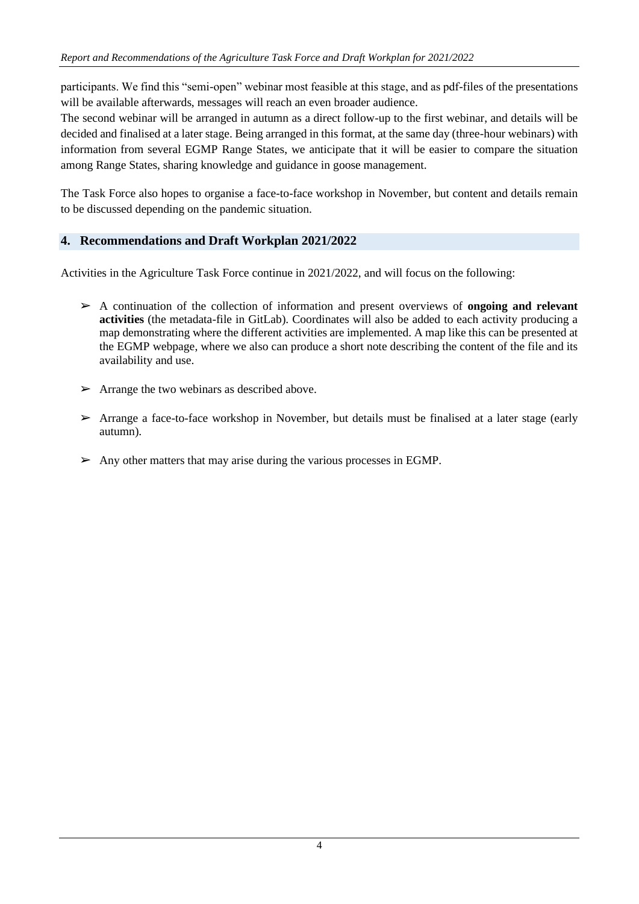participants. We find this "semi-open" webinar most feasible at this stage, and as pdf-files of the presentations will be available afterwards, messages will reach an even broader audience.

The second webinar will be arranged in autumn as a direct follow-up to the first webinar, and details will be decided and finalised at a later stage. Being arranged in this format, at the same day (three-hour webinars) with information from several EGMP Range States, we anticipate that it will be easier to compare the situation among Range States, sharing knowledge and guidance in goose management.

The Task Force also hopes to organise a face-to-face workshop in November, but content and details remain to be discussed depending on the pandemic situation.

## 4. Recommendations and Draft Workplan 2021/2022

Activities in the Agriculture Task Force continue in 2021/2022, and will focus on the following:

- A continuation of the collection of information and present overviews of **ongoing and relevant activities** (the metadata-file in GitLab). Coordinates will also be added to each activity producing a map demonstrating where the different activities are implemented. A map like this can be presented at the EGMP webpage, where we also can produce a short note describing the content of the file and its availability and use.

- Arrange the two webinars as described above.

- Arrange a face-to-face workshop in November, but details must be finalised at a later stage (early autumn).

- Any other matters that may arise during the various processes in EGMP.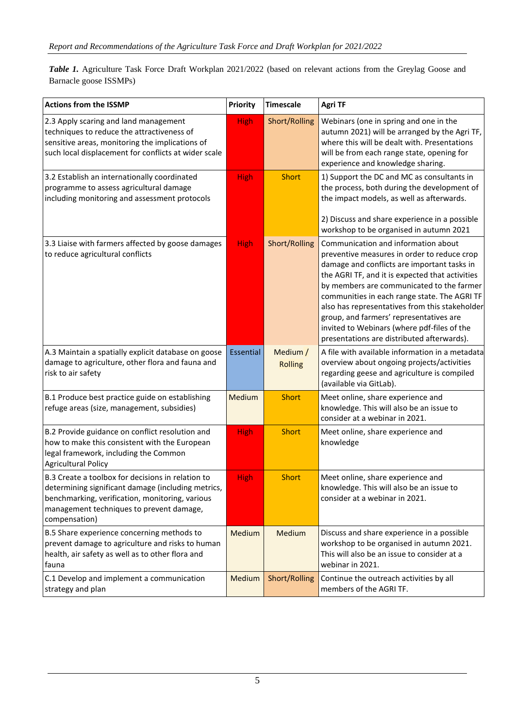***Table 1.*** Agriculture Task Force Draft Workplan 2021/2022 (based on relevant actions from the Greylag Goose and Barnacle goose ISSMPs)

| Actions from the ISSMP | Priority | Timescale | Agri TF |
|---|---|---|---|
| 2.3 Apply scaring and land management techniques to reduce the attractiveness of sensitive areas, monitoring the implications of such local displacement for conflicts at wider scale | High | Short/Rolling | Webinars (one in spring and one in the autumn 2021) will be arranged by the Agri TF, where this will be dealt with. Presentations will be from each range state, opening for experience and knowledge sharing. |
| 3.2 Establish an internationally coordinated programme to assess agricultural damage including monitoring and assessment protocols | High | Short | 1) Support the DC and MC as consultants in the process, both during the development of the impact models, as well as afterwards.<br><br>2) Discuss and share experience in a possible workshop to be organised in autumn 2021 |
| 3.3 Liaise with farmers affected by goose damages to reduce agricultural conflicts | High | Short/Rolling | Communication and information about preventive measures in order to reduce crop damage and conflicts are important tasks in the AGRI TF, and it is expected that activities by members are communicated to the farmer communities in each range state. The AGRI TF also has representatives from this stakeholder group, and farmers' representatives are invited to Webinars (where pdf-files of the presentations are distributed afterwards). |
| A.3 Maintain a spatially explicit database on goose damage to agriculture, other flora and fauna and risk to air safety | Essential | Medium / Rolling | A file with available information in a metadata overview about ongoing projects/activities regarding geese and agriculture is compiled (available via GitLab). |
| B.1 Produce best practice guide on establishing refuge areas (size, management, subsidies) | Medium | Short | Meet online, share experience and knowledge. This will also be an issue to consider at a webinar in 2021. |
| B.2 Provide guidance on conflict resolution and how to make this consistent with the European legal framework, including the Common Agricultural Policy | High | Short | Meet online, share experience and knowledge |
| B.3 Create a toolbox for decisions in relation to determining significant damage (including metrics, benchmarking, verification, monitoring, various management techniques to prevent damage, compensation) | High | Short | Meet online, share experience and knowledge. This will also be an issue to consider at a webinar in 2021. |
| B.5 Share experience concerning methods to prevent damage to agriculture and risks to human health, air safety as well as to other flora and fauna | Medium | Medium | Discuss and share experience in a possible workshop to be organised in autumn 2021. This will also be an issue to consider at a webinar in 2021. |
| C.1 Develop and implement a communication strategy and plan | Medium | Short/Rolling | Continue the outreach activities by all members of the AGRI TF. |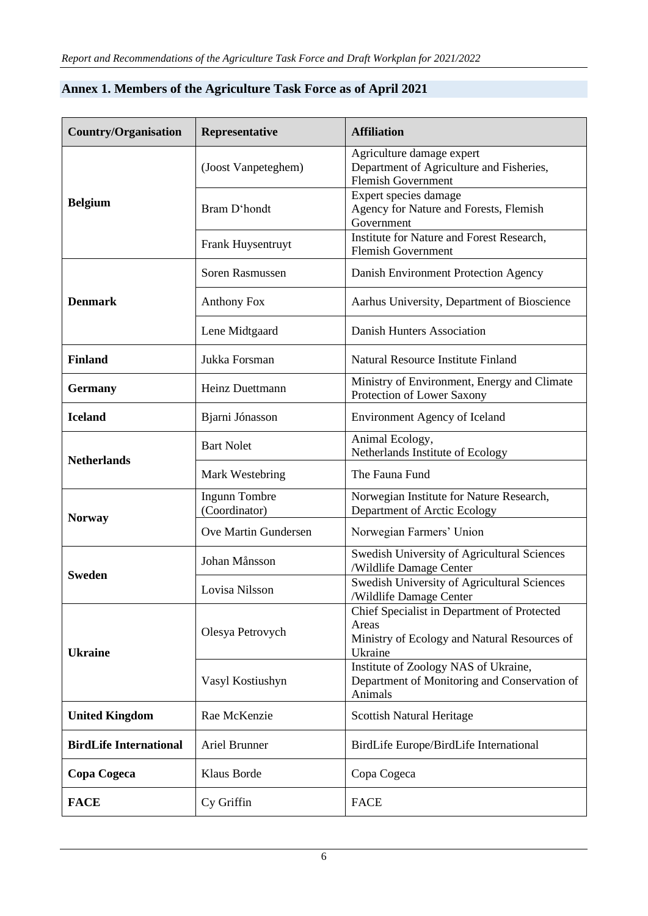## Annex 1. Members of the Agriculture Task Force as of April 2021

| Country/Organisation | Representative | Affiliation |
|---|---|---|
| Belgium | (Joost Vanpeteghem) | Agriculture damage expert<br>Department of Agriculture and Fisheries, Flemish Government |
| | Bram D'hondt | Expert species damage<br>Agency for Nature and Forests, Flemish Government |
| | Frank Huysentruyt | Institute for Nature and Forest Research, Flemish Government |
| Denmark | Soren Rasmussen | Danish Environment Protection Agency |
| | Anthony Fox | Aarhus University, Department of Bioscience |
| | Lene Midtgaard | Danish Hunters Association |
| Finland | Jukka Forsman | Natural Resource Institute Finland |
| Germany | Heinz Duettmann | Ministry of Environment, Energy and Climate Protection of Lower Saxony |
| Iceland | Bjarni Jónasson | Environment Agency of Iceland |
| Netherlands | Bart Nolet | Animal Ecology,<br>Netherlands Institute of Ecology |
| | Mark Westebring | The Fauna Fund |
| Norway | Ingunn Tombre (Coordinator) | Norwegian Institute for Nature Research, Department of Arctic Ecology |
| | Ove Martin Gundersen | Norwegian Farmers' Union |
| Sweden | Johan Månsson | Swedish University of Agricultural Sciences /Wildlife Damage Center |
| | Lovisa Nilsson | Swedish University of Agricultural Sciences /Wildlife Damage Center |
| Ukraine | Olesya Petrovych | Chief Specialist in Department of Protected Areas<br>Ministry of Ecology and Natural Resources of Ukraine |
| | Vasyl Kostiushyn | Institute of Zoology NAS of Ukraine,<br>Department of Monitoring and Conservation of Animals |
| United Kingdom | Rae McKenzie | Scottish Natural Heritage |
| BirdLife International | Ariel Brunner | BirdLife Europe/BirdLife International |
| Copa Cogeca | Klaus Borde | Copa Cogeca |
| FACE | Cy Griffin | FACE |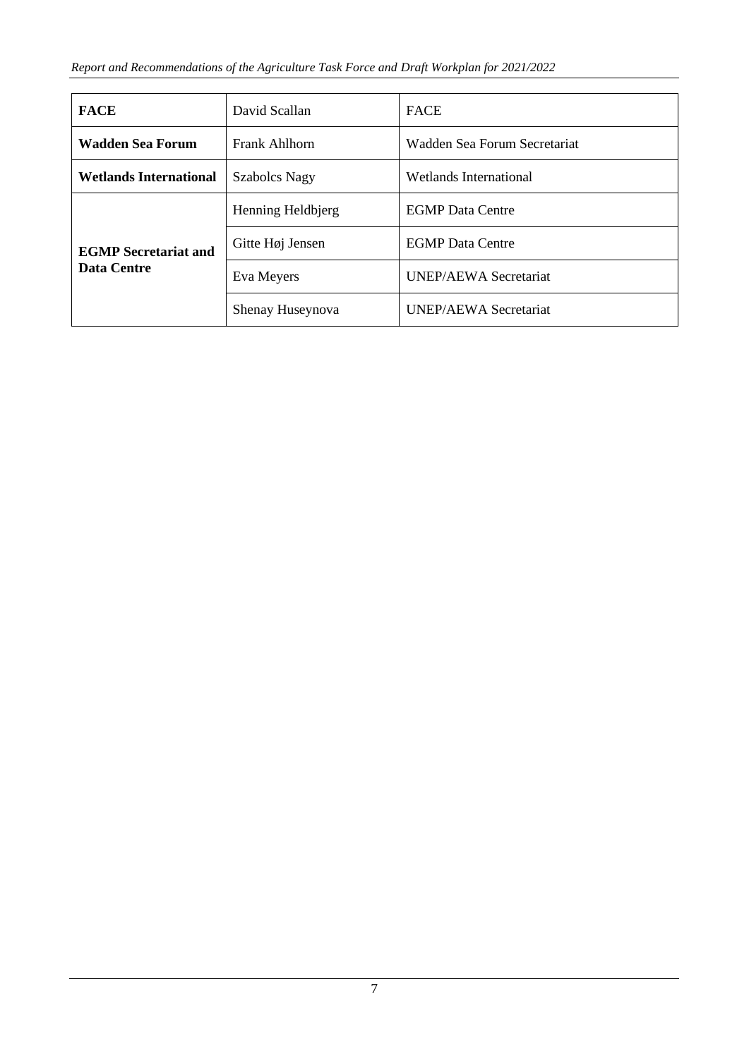| | | |
|---|---|---|
| **FACE** | David Scallan | FACE |
| **Wadden Sea Forum** | Frank Ahlhorn | Wadden Sea Forum Secretariat |
| **Wetlands International** | Szabolcs Nagy | Wetlands International |
| **EGMP Secretariat and Data Centre** | Henning Heldbjerg | EGMP Data Centre |
| | Gitte Høj Jensen | EGMP Data Centre |
| | Eva Meyers | UNEP/AEWA Secretariat |
| | Shenay Huseynova | UNEP/AEWA Secretariat |